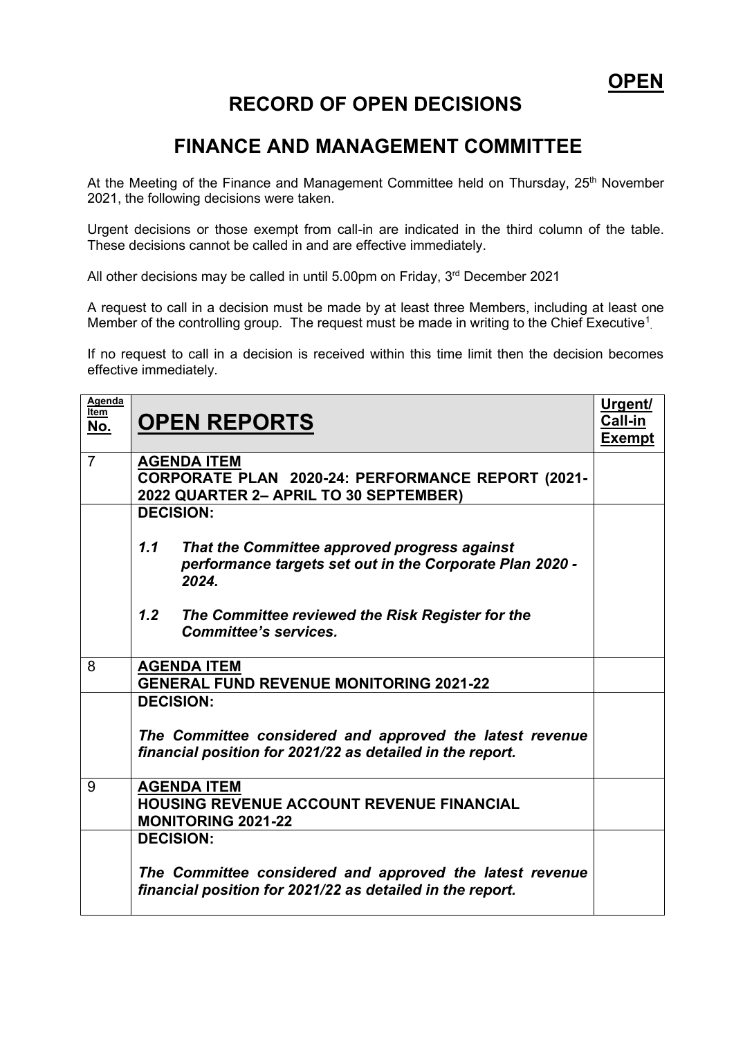**OPEN**

# RECORD OF OPEN DECISIONS

# FINANCE AND MANAGEMENT COMMITTEE

At the Meeting of the Finance and Management Committee held on Thursday, 25th November 2021, the following decisions were taken.

Urgent decisions or those exempt from call-in are indicated in the third column of the table. These decisions cannot be called in and are effective immediately.

All other decisions may be called in until 5.00pm on Friday, 3rd December 2021

A request to call in a decision must be made by at least three Members, including at least one Member of the controlling group. The request must be made in writing to the Chief Executive[1].

If no request to call in a decision is received within this time limit then the decision becomes effective immediately.

| Agenda Item No. | OPEN REPORTS | Urgent/ Call-in Exempt |
|---|---|---|
| 7 | **AGENDA ITEM**<br>**CORPORATE PLAN 2020-24: PERFORMANCE REPORT (2021-2022 QUARTER 2– APRIL TO 30 SEPTEMBER)** | |
| | **DECISION:**<br><br>***1.1 That the Committee approved progress against performance targets set out in the Corporate Plan 2020 - 2024.***<br><br>***1.2 The Committee reviewed the Risk Register for the Committee's services.*** | |
| 8 | **AGENDA ITEM**<br>**GENERAL FUND REVENUE MONITORING 2021-22** | |
| | **DECISION:**<br><br>***The Committee considered and approved the latest revenue financial position for 2021/22 as detailed in the report.*** | |
| 9 | **AGENDA ITEM**<br>**HOUSING REVENUE ACCOUNT REVENUE FINANCIAL MONITORING 2021-22** | |
| | **DECISION:**<br><br>***The Committee considered and approved the latest revenue financial position for 2021/22 as detailed in the report.*** | |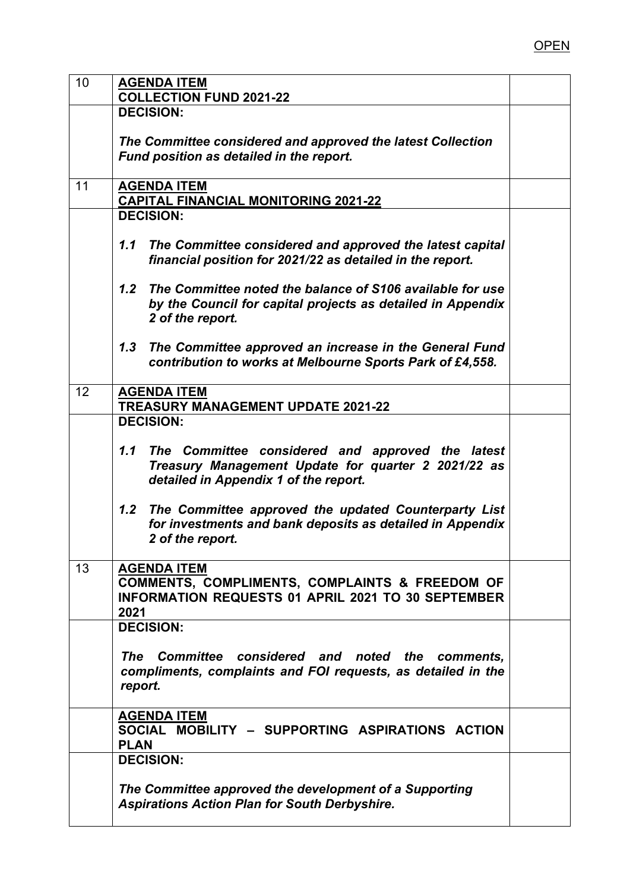OPEN

| 10 | **AGENDA ITEM**<br>**COLLECTION FUND 2021-22** | |
|---|---|---|
| | **DECISION:**<br><br>***The Committee considered and approved the latest Collection Fund position as detailed in the report.*** | |
| 11 | **AGENDA ITEM**<br>**CAPITAL FINANCIAL MONITORING 2021-22** | |
| | **DECISION:**<br><br>***1.1 The Committee considered and approved the latest capital financial position for 2021/22 as detailed in the report.***<br><br>***1.2 The Committee noted the balance of S106 available for use by the Council for capital projects as detailed in Appendix 2 of the report.***<br><br>***1.3 The Committee approved an increase in the General Fund contribution to works at Melbourne Sports Park of £4,558.*** | |
| 12 | **AGENDA ITEM**<br>**TREASURY MANAGEMENT UPDATE 2021-22** | |
| | **DECISION:**<br><br>***1.1 The Committee considered and approved the latest Treasury Management Update for quarter 2 2021/22 as detailed in Appendix 1 of the report.***<br><br>***1.2 The Committee approved the updated Counterparty List for investments and bank deposits as detailed in Appendix 2 of the report.*** | |
| 13 | **AGENDA ITEM**<br>**COMMENTS, COMPLIMENTS, COMPLAINTS & FREEDOM OF INFORMATION REQUESTS 01 APRIL 2021 TO 30 SEPTEMBER 2021** | |
| | **DECISION:**<br><br>***The Committee considered and noted the comments, compliments, complaints and FOI requests, as detailed in the report.*** | |
| | **AGENDA ITEM**<br>**SOCIAL MOBILITY – SUPPORTING ASPIRATIONS ACTION PLAN** | |
| | **DECISION:**<br><br>***The Committee approved the development of a Supporting Aspirations Action Plan for South Derbyshire.*** | |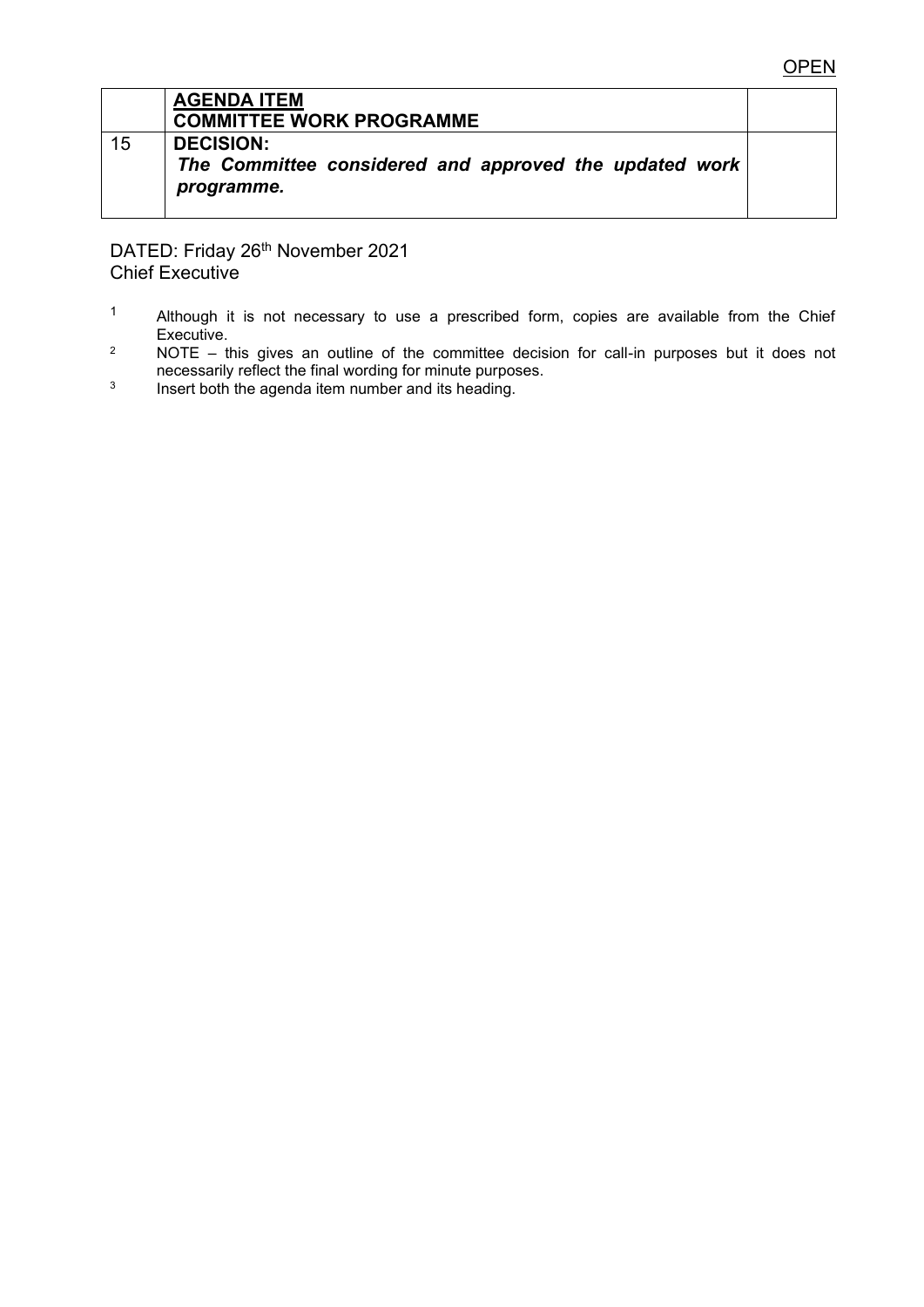OPEN

| | | |
|---|---|---|
| | **AGENDA ITEM**<br>**COMMITTEE WORK PROGRAMME** | |
| 15 | **DECISION:**<br>***The Committee considered and approved the updated work programme.*** | |

DATED: Friday 26th November 2021
Chief Executive

[1] Although it is not necessary to use a prescribed form, copies are available from the Chief Executive.

[2] NOTE – this gives an outline of the committee decision for call-in purposes but it does not necessarily reflect the final wording for minute purposes.

[3] Insert both the agenda item number and its heading.